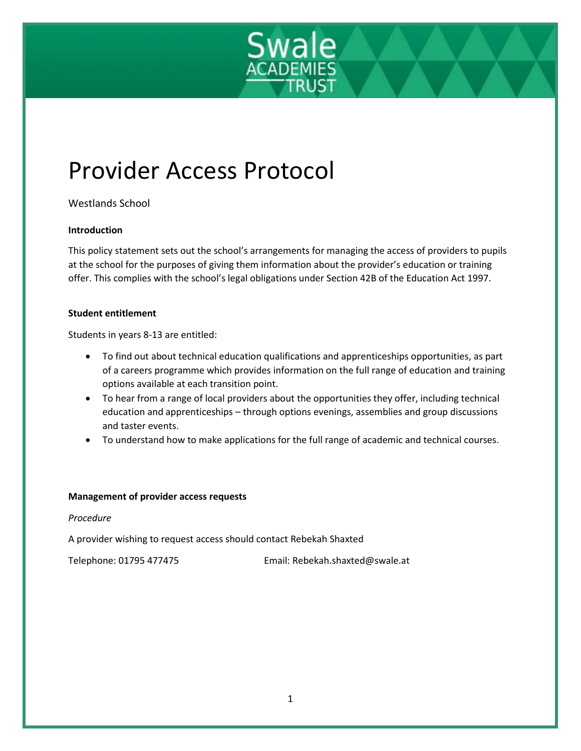# Provider Access Protocol

Westlands School

**Introduction**

This policy statement sets out the school's arrangements for managing the access of providers to pupils at the school for the purposes of giving them information about the provider's education or training offer. This complies with the school's legal obligations under Section 42B of the Education Act 1997.

**Student entitlement**

Students in years 8-13 are entitled:

- To find out about technical education qualifications and apprenticeships opportunities, as part of a careers programme which provides information on the full range of education and training options available at each transition point.
- To hear from a range of local providers about the opportunities they offer, including technical education and apprenticeships – through options evenings, assemblies and group discussions and taster events.
- To understand how to make applications for the full range of academic and technical courses.

**Management of provider access requests**

*Procedure*

A provider wishing to request access should contact Rebekah Shaxted

Telephone: 01795 477475 Email: Rebekah.shaxted@swale.at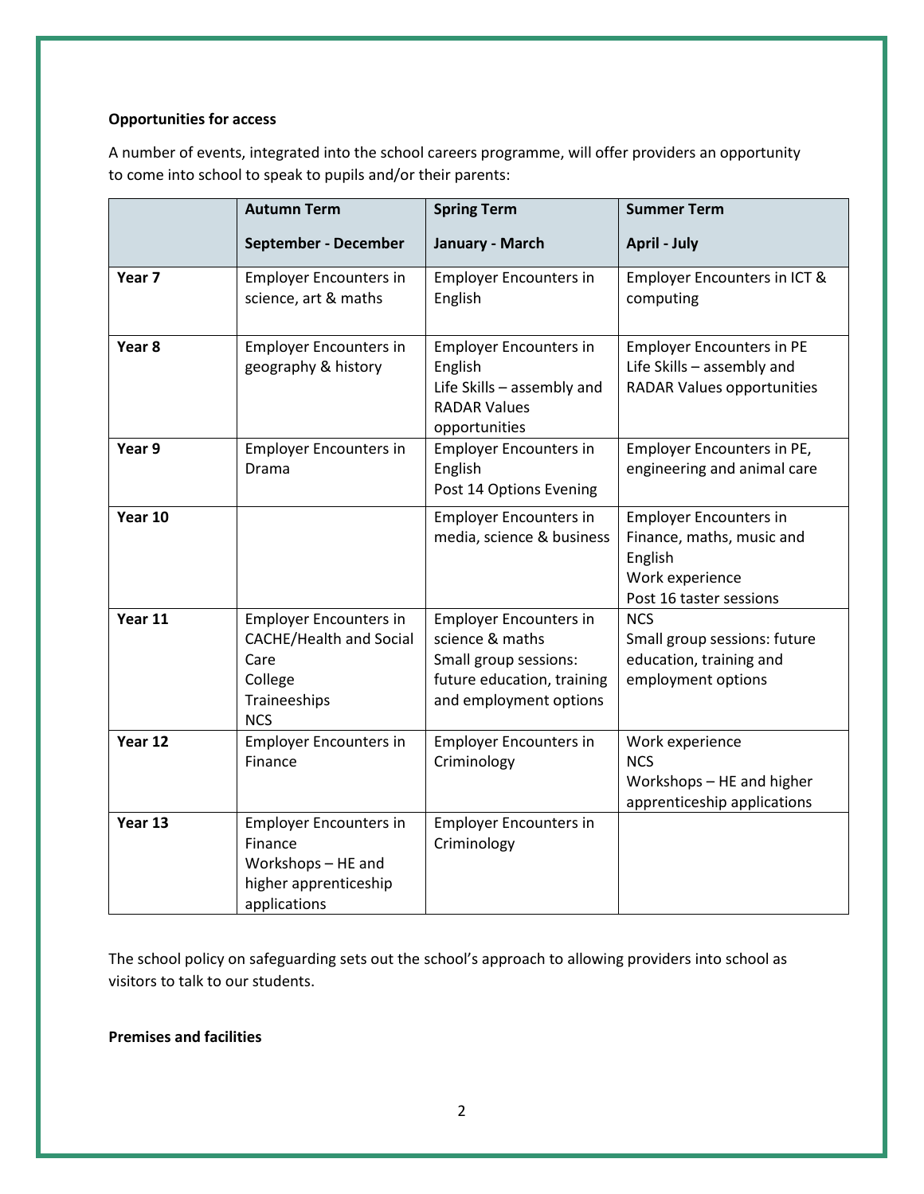**Opportunities for access**

A number of events, integrated into the school careers programme, will offer providers an opportunity to come into school to speak to pupils and/or their parents:

| | **Autumn Term**<br>**September - December** | **Spring Term**<br>**January - March** | **Summer Term**<br>**April - July** |
|---|---|---|---|
| **Year 7** | Employer Encounters in science, art & maths | Employer Encounters in English | Employer Encounters in ICT & computing |
| **Year 8** | Employer Encounters in geography & history | Employer Encounters in English<br>Life Skills – assembly and RADAR Values opportunities | Employer Encounters in PE<br>Life Skills – assembly and RADAR Values opportunities |
| **Year 9** | Employer Encounters in Drama | Employer Encounters in English<br>Post 14 Options Evening | Employer Encounters in PE, engineering and animal care |
| **Year 10** | | Employer Encounters in media, science & business | Employer Encounters in Finance, maths, music and English<br>Work experience<br>Post 16 taster sessions |
| **Year 11** | Employer Encounters in CACHE/Health and Social Care<br>College<br>Traineeships<br>NCS | Employer Encounters in science & maths<br>Small group sessions: future education, training and employment options | NCS<br>Small group sessions: future education, training and employment options |
| **Year 12** | Employer Encounters in Finance | Employer Encounters in Criminology | Work experience<br>NCS<br>Workshops – HE and higher apprenticeship applications |
| **Year 13** | Employer Encounters in Finance<br>Workshops – HE and higher apprenticeship applications | Employer Encounters in Criminology | |

The school policy on safeguarding sets out the school's approach to allowing providers into school as visitors to talk to our students.

**Premises and facilities**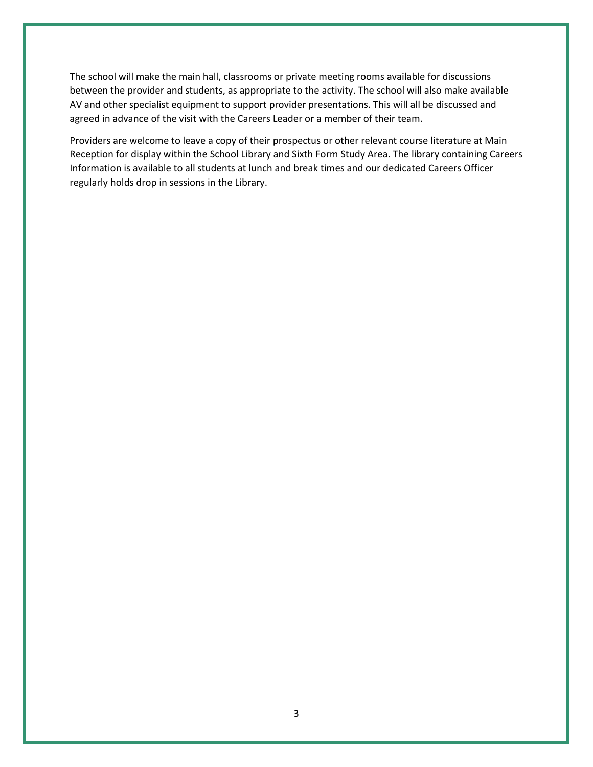The school will make the main hall, classrooms or private meeting rooms available for discussions between the provider and students, as appropriate to the activity. The school will also make available AV and other specialist equipment to support provider presentations. This will all be discussed and agreed in advance of the visit with the Careers Leader or a member of their team.

Providers are welcome to leave a copy of their prospectus or other relevant course literature at Main Reception for display within the School Library and Sixth Form Study Area. The library containing Careers Information is available to all students at lunch and break times and our dedicated Careers Officer regularly holds drop in sessions in the Library.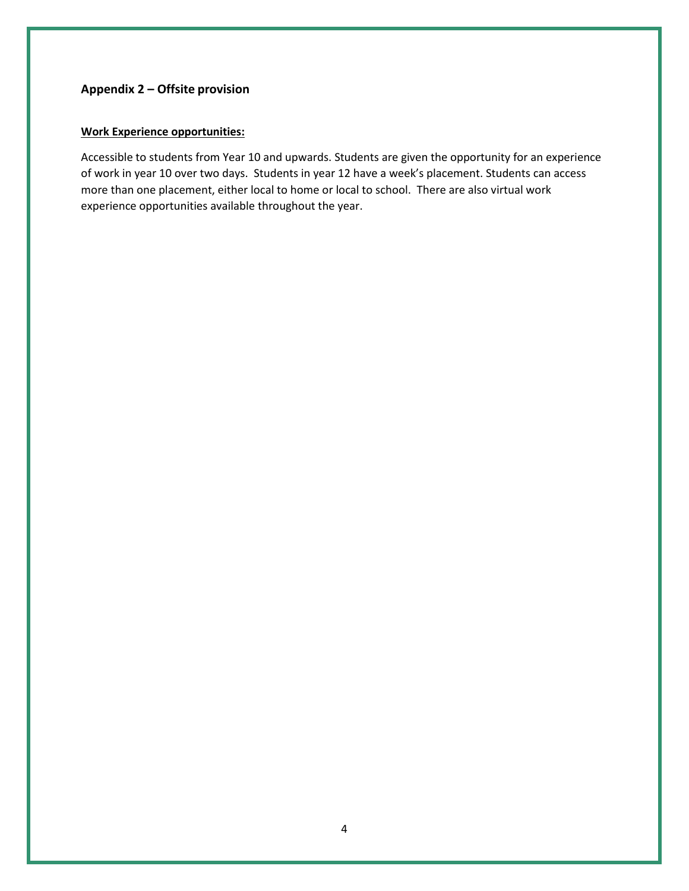## Appendix 2 – Offsite provision

**Work Experience opportunities:**

Accessible to students from Year 10 and upwards. Students are given the opportunity for an experience of work in year 10 over two days. Students in year 12 have a week's placement. Students can access more than one placement, either local to home or local to school. There are also virtual work experience opportunities available throughout the year.